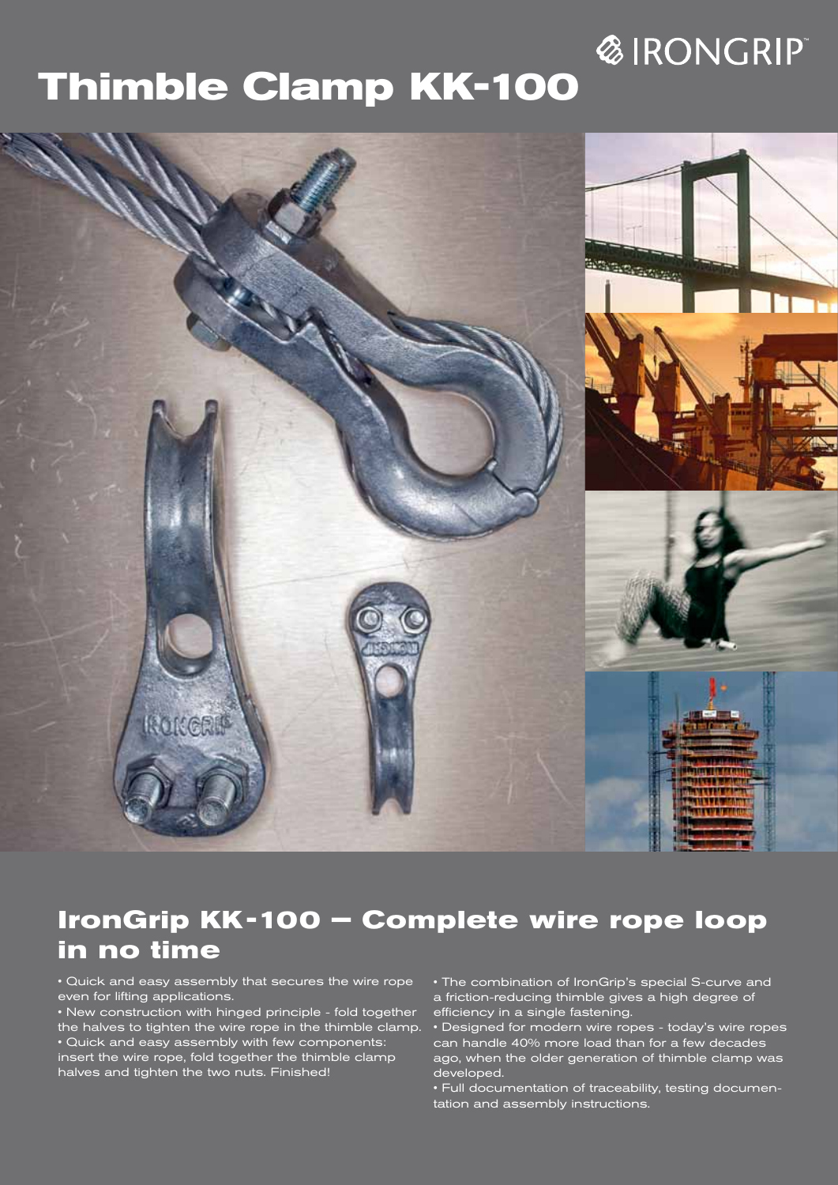IRONGRIP™

# Thimble Clamp KK-100

## IronGrip KK-100 – Complete wire rope loop in no time

- Quick and easy assembly that secures the wire rope even for lifting applications.
- New construction with hinged principle - fold together the halves to tighten the wire rope in the thimble clamp.
- Quick and easy assembly with few components: insert the wire rope, fold together the thimble clamp halves and tighten the two nuts. Finished!
- The combination of IronGrip's special S-curve and a friction-reducing thimble gives a high degree of efficiency in a single fastening.
- Designed for modern wire ropes - today's wire ropes can handle 40% more load than for a few decades ago, when the older generation of thimble clamp was developed.
- Full documentation of traceability, testing documentation and assembly instructions.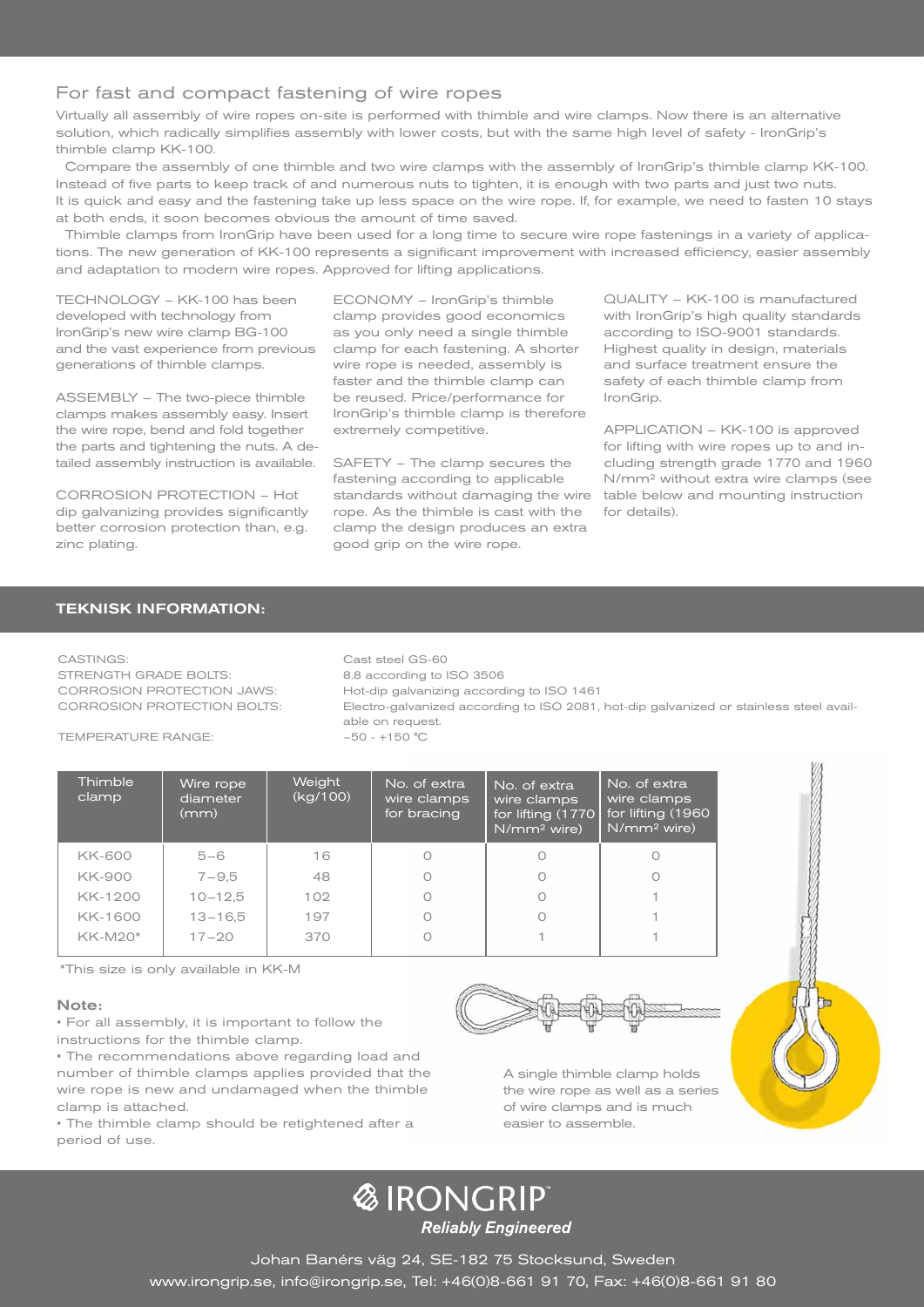## For fast and compact fastening of wire ropes

Virtually all assembly of wire ropes on-site is performed with thimble and wire clamps. Now there is an alternative solution, which radically simplifies assembly with lower costs, but with the same high level of safety - IronGrip's thimble clamp KK-100.

Compare the assembly of one thimble and two wire clamps with the assembly of IronGrip's thimble clamp KK-100. Instead of five parts to keep track of and numerous nuts to tighten, it is enough with two parts and just two nuts. It is quick and easy and the fastening take up less space on the wire rope. If, for example, we need to fasten 10 stays at both ends, it soon becomes obvious the amount of time saved.

Thimble clamps from IronGrip have been used for a long time to secure wire rope fastenings in a variety of applications. The new generation of KK-100 represents a significant improvement with increased efficiency, easier assembly and adaptation to modern wire ropes. Approved for lifting applications.

TECHNOLOGY – KK-100 has been developed with technology from IronGrip's new wire clamp BG-100 and the vast experience from previous generations of thimble clamps.

ASSEMBLY – The two-piece thimble clamps makes assembly easy. Insert the wire rope, bend and fold together the parts and tightening the nuts. A detailed assembly instruction is available.

CORROSION PROTECTION – Hot dip galvanizing provides significantly better corrosion protection than, e.g. zinc plating.

ECONOMY – IronGrip's thimble clamp provides good economics as you only need a single thimble clamp for each fastening. A shorter wire rope is needed, assembly is faster and the thimble clamp can be reused. Price/performance for IronGrip's thimble clamp is therefore extremely competitive.

SAFETY – The clamp secures the fastening according to applicable standards without damaging the wire rope. As the thimble is cast with the clamp the design produces an extra good grip on the wire rope.

QUALITY – KK-100 is manufactured with IronGrip's high quality standards according to ISO-9001 standards. Highest quality in design, materials and surface treatment ensure the safety of each thimble clamp from IronGrip.

APPLICATION – KK-100 is approved for lifting with wire ropes up to and including strength grade 1770 and 1960 N/mm² without extra wire clamps (see table below and mounting instruction for details).

## TEKNISK INFORMATION:

| | |
|---|---|
| CASTINGS: | Cast steel GS-60 |
| STRENGTH GRADE BOLTS: | 8.8 according to ISO 3506 |
| CORROSION PROTECTION JAWS: | Hot-dip galvanizing according to ISO 1461 |
| CORROSION PROTECTION BOLTS: | Electro-galvanized according to ISO 2081, hot-dip galvanized or stainless steel available on request. |
| TEMPERATURE RANGE: | –50 - +150 °C |

| Thimble clamp | Wire rope diameter (mm) | Weight (kg/100) | No. of extra wire clamps for bracing | No. of extra wire clamps for lifting (1770 N/mm² wire) | No. of extra wire clamps for lifting (1960 N/mm² wire) |
|---|---|---|---|---|---|
| KK-600 | 5–6 | 16 | 0 | 0 | 0 |
| KK-900 | 7–9,5 | 48 | 0 | 0 | 0 |
| KK-1200 | 10–12,5 | 102 | 0 | 0 | 1 |
| KK-1600 | 13–16,5 | 197 | 0 | 0 | 1 |
| KK-M20* | 17–20 | 370 | 0 | 1 | 1 |

*This size is only available in KK-M

**Note:**

- For all assembly, it is important to follow the instructions for the thimble clamp.
- The recommendations above regarding load and number of thimble clamps applies provided that the wire rope is new and undamaged when the thimble clamp is attached.
- The thimble clamp should be retightened after a period of use.

A single thimble clamp holds the wire rope as well as a series of wire clamps and is much easier to assemble.

IRONGRIP
*Reliably Engineered*

Johan Banérs väg 24, SE-182 75 Stocksund, Sweden
www.irongrip.se, info@irongrip.se, Tel: +46(0)8-661 91 70, Fax: +46(0)8-661 91 80